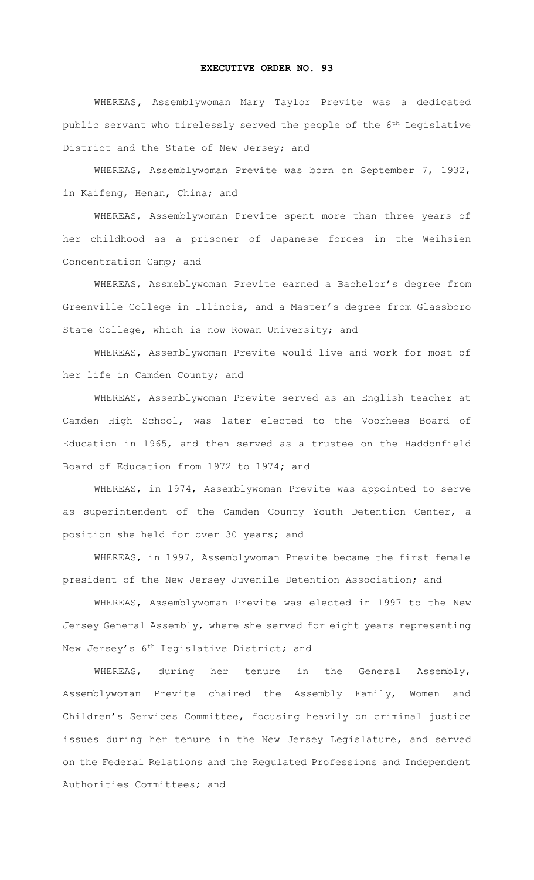# EXECUTIVE ORDER NO. 93

WHEREAS, Assemblywoman Mary Taylor Previte was a dedicated public servant who tirelessly served the people of the 6th Legislative District and the State of New Jersey; and

WHEREAS, Assemblywoman Previte was born on September 7, 1932, in Kaifeng, Henan, China; and

WHEREAS, Assemblywoman Previte spent more than three years of her childhood as a prisoner of Japanese forces in the Weihsien Concentration Camp; and

WHEREAS, Assmeblywoman Previte earned a Bachelor's degree from Greenville College in Illinois, and a Master's degree from Glassboro State College, which is now Rowan University; and

WHEREAS, Assemblywoman Previte would live and work for most of her life in Camden County; and

WHEREAS, Assemblywoman Previte served as an English teacher at Camden High School, was later elected to the Voorhees Board of Education in 1965, and then served as a trustee on the Haddonfield Board of Education from 1972 to 1974; and

WHEREAS, in 1974, Assemblywoman Previte was appointed to serve as superintendent of the Camden County Youth Detention Center, a position she held for over 30 years; and

WHEREAS, in 1997, Assemblywoman Previte became the first female president of the New Jersey Juvenile Detention Association; and

WHEREAS, Assemblywoman Previte was elected in 1997 to the New Jersey General Assembly, where she served for eight years representing New Jersey's 6th Legislative District; and

WHEREAS, during her tenure in the General Assembly, Assemblywoman Previte chaired the Assembly Family, Women and Children's Services Committee, focusing heavily on criminal justice issues during her tenure in the New Jersey Legislature, and served on the Federal Relations and the Regulated Professions and Independent Authorities Committees; and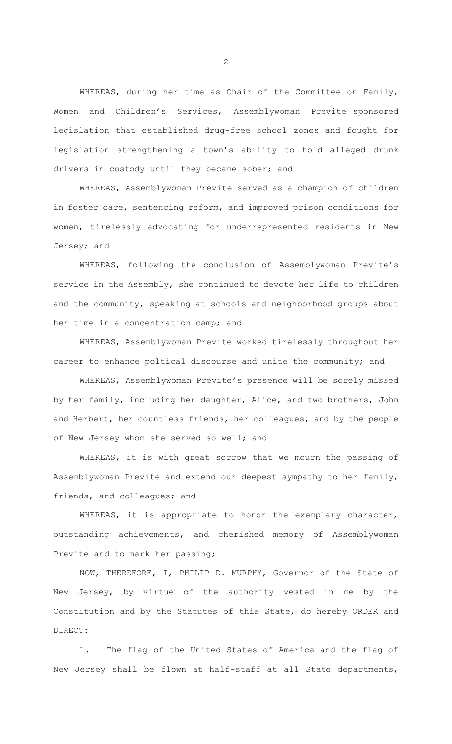WHEREAS, during her time as Chair of the Committee on Family, Women and Children's Services, Assemblywoman Previte sponsored legislation that established drug-free school zones and fought for legislation strengthening a town's ability to hold alleged drunk drivers in custody until they became sober; and

WHEREAS, Assemblywoman Previte served as a champion of children in foster care, sentencing reform, and improved prison conditions for women, tirelessly advocating for underrepresented residents in New Jersey; and

WHEREAS, following the conclusion of Assemblywoman Previte's service in the Assembly, she continued to devote her life to children and the community, speaking at schools and neighborhood groups about her time in a concentration camp; and

WHEREAS, Assemblywoman Previte worked tirelessly throughout her career to enhance poltical discourse and unite the community; and

WHEREAS, Assemblywoman Previte's presence will be sorely missed by her family, including her daughter, Alice, and two brothers, John and Herbert, her countless friends, her colleagues, and by the people of New Jersey whom she served so well; and

WHEREAS, it is with great sorrow that we mourn the passing of Assemblywoman Previte and extend our deepest sympathy to her family, friends, and colleagues; and

WHEREAS, it is appropriate to honor the exemplary character, outstanding achievements, and cherished memory of Assemblywoman Previte and to mark her passing;

NOW, THEREFORE, I, PHILIP D. MURPHY, Governor of the State of New Jersey, by virtue of the authority vested in me by the Constitution and by the Statutes of this State, do hereby ORDER and DIRECT:

1. The flag of the United States of America and the flag of New Jersey shall be flown at half-staff at all State departments,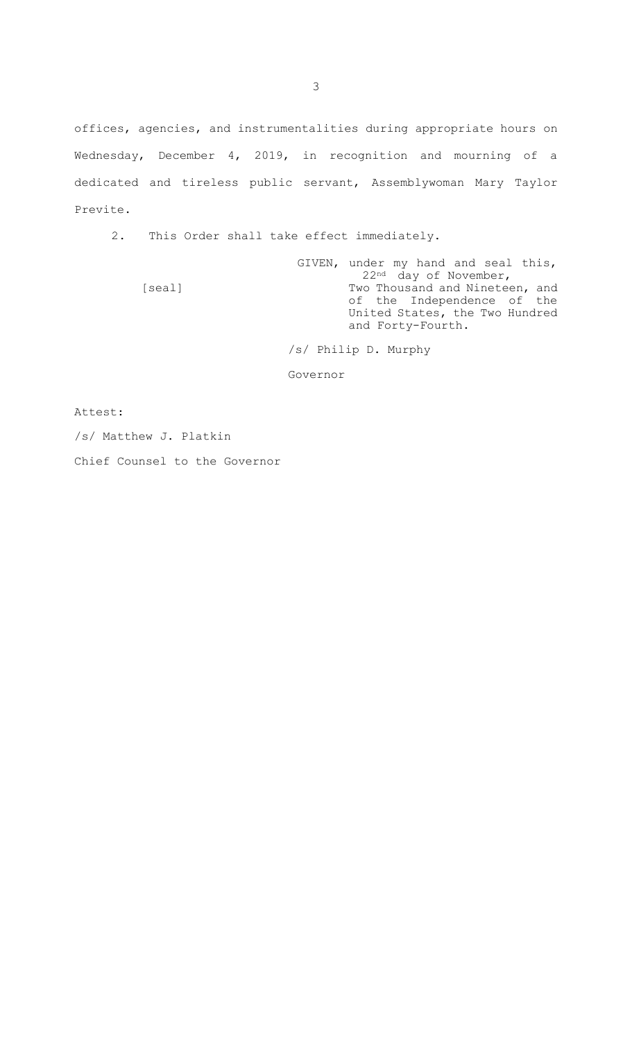offices, agencies, and instrumentalities during appropriate hours on Wednesday, December 4, 2019, in recognition and mourning of a dedicated and tireless public servant, Assemblywoman Mary Taylor Previte.

2. This Order shall take effect immediately.

[seal]

GIVEN, under my hand and seal this, 22nd day of November, Two Thousand and Nineteen, and of the Independence of the United States, the Two Hundred and Forty-Fourth.

/s/ Philip D. Murphy

Governor

Attest:

/s/ Matthew J. Platkin

Chief Counsel to the Governor